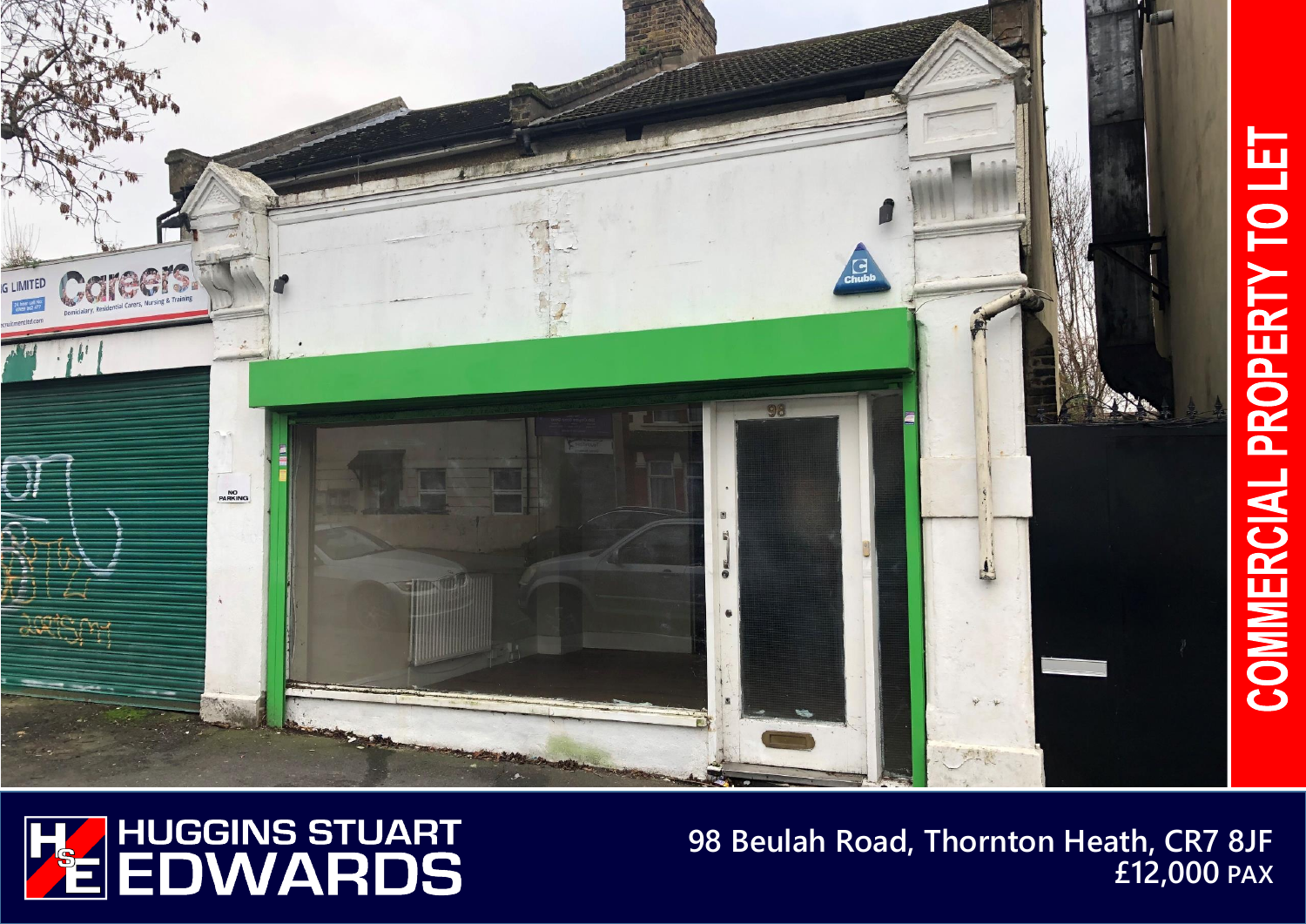# COMMERCIAL PROPERTY TO LET

HUGGINS STUART EDWARDS

**98 Beulah Road, Thornton Heath, CR7 8JF**

**£12,000 PAX**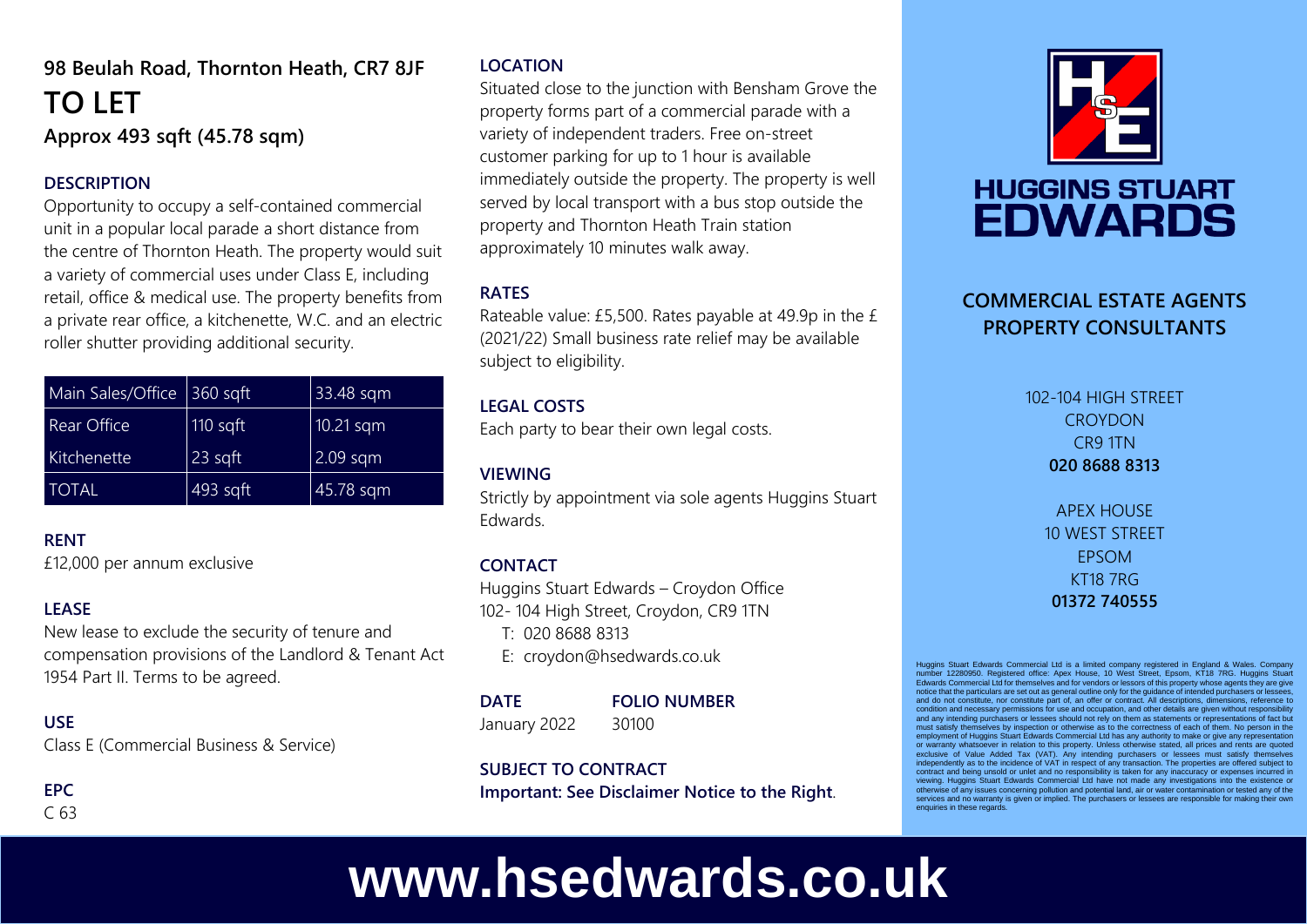# 98 Beulah Road, Thornton Heath, CR7 8JF

## TO LET

**Approx 493 sqft (45.78 sqm)**

### DESCRIPTION

Opportunity to occupy a self-contained commercial unit in a popular local parade a short distance from the centre of Thornton Heath. The property would suit a variety of commercial uses under Class E, including retail, office & medical use. The property benefits from a private rear office, a kitchenette, W.C. and an electric roller shutter providing additional security.

| | | |
|---|---|---|
| Main Sales/Office | 360 sqft | 33.48 sqm |
| Rear Office | 110 sqft | 10.21 sqm |
| Kitchenette | 23 sqft | 2.09 sqm |
| TOTAL | 493 sqft | 45.78 sqm |

### RENT

£12,000 per annum exclusive

### LEASE

New lease to exclude the security of tenure and compensation provisions of the Landlord & Tenant Act 1954 Part II. Terms to be agreed.

### USE

Class E (Commercial Business & Service)

### EPC

C 63

### LOCATION

Situated close to the junction with Bensham Grove the property forms part of a commercial parade with a variety of independent traders. Free on-street customer parking for up to 1 hour is available immediately outside the property. The property is well served by local transport with a bus stop outside the property and Thornton Heath Train station approximately 10 minutes walk away.

### RATES

Rateable value: £5,500. Rates payable at 49.9p in the £ (2021/22) Small business rate relief may be available subject to eligibility.

### LEGAL COSTS

Each party to bear their own legal costs.

### VIEWING

Strictly by appointment via sole agents Huggins Stuart Edwards.

### CONTACT

Huggins Stuart Edwards – Croydon Office
102- 104 High Street, Croydon, CR9 1TN

T: 020 8688 8313
E: croydon@hsedwards.co.uk

**DATE** January 2022

**FOLIO NUMBER** 30100

**SUBJECT TO CONTRACT**
**Important: See Disclaimer Notice to the Right.**

HUGGINS STUART EDWARDS

**COMMERCIAL ESTATE AGENTS**
**PROPERTY CONSULTANTS**

102-104 HIGH STREET
CROYDON
CR9 1TN
**020 8688 8313**

APEX HOUSE
10 WEST STREET
EPSOM
KT18 7RG
**01372 740555**

Huggins Stuart Edwards Commercial Ltd is a limited company registered in England & Wales. Company number 12280950. Registered office: Apex House, 10 West Street, Epsom, KT18 7RG. Huggins Stuart Edwards Commercial Ltd for themselves and for vendors or lessors of this property whose agents they are give notice that the particulars are set out as general outline only for the guidance of intended purchasers or lessees, and do not constitute, nor constitute part of, an offer or contract. All descriptions, dimensions, reference to condition and necessary permissions for use and occupation, and other details are given without responsibility and any intending purchasers or lessees should not rely on them as statements or representations of fact but must satisfy themselves by inspection or otherwise as to the correctness of each of them. No person in the employment of Huggins Stuart Edwards Commercial Ltd has any authority to make or give any representation or warranty whatsoever in relation to this property. Unless otherwise stated, all prices and rents are quoted exclusive of Value Added Tax (VAT). Any intending purchasers or lessees must satisfy themselves independently as to the incidence of VAT in respect of any transaction. The properties are offered subject to contract and being unsold or unlet and no responsibility is taken for any inaccuracy or expenses incurred in viewing. Huggins Stuart Edwards Commercial Ltd have not made any investigations into the existence or otherwise of any issues concerning pollution and potential land, air or water contamination or tested any of the services and no warranty is given or implied. The purchasers or lessees are responsible for making their own enquiries in these regards.

**www.hsedwards.co.uk**